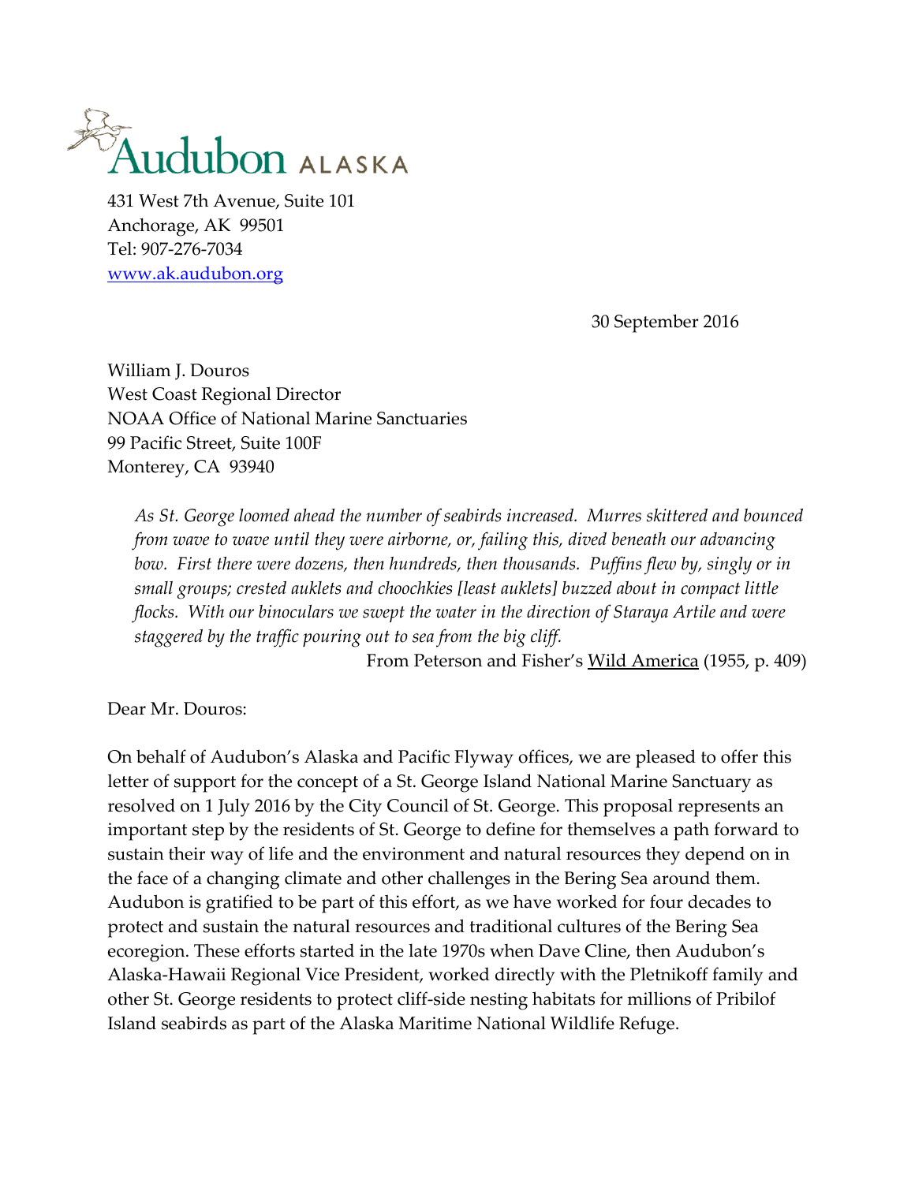Audubon ALASKA

431 West 7th Avenue, Suite 101
Anchorage, AK 99501
Tel: 907-276-7034
www.ak.audubon.org

30 September 2016

William J. Douros
West Coast Regional Director
NOAA Office of National Marine Sanctuaries
99 Pacific Street, Suite 100F
Monterey, CA 93940

> *As St. George loomed ahead the number of seabirds increased. Murres skittered and bounced from wave to wave until they were airborne, or, failing this, dived beneath our advancing bow. First there were dozens, then hundreds, then thousands. Puffins flew by, singly or in small groups; crested auklets and choochkies [least auklets] buzzed about in compact little flocks. With our binoculars we swept the water in the direction of Staraya Artile and were staggered by the traffic pouring out to sea from the big cliff.*
>
> From Peterson and Fisher's Wild America (1955, p. 409)

Dear Mr. Douros:

On behalf of Audubon's Alaska and Pacific Flyway offices, we are pleased to offer this letter of support for the concept of a St. George Island National Marine Sanctuary as resolved on 1 July 2016 by the City Council of St. George. This proposal represents an important step by the residents of St. George to define for themselves a path forward to sustain their way of life and the environment and natural resources they depend on in the face of a changing climate and other challenges in the Bering Sea around them. Audubon is gratified to be part of this effort, as we have worked for four decades to protect and sustain the natural resources and traditional cultures of the Bering Sea ecoregion. These efforts started in the late 1970s when Dave Cline, then Audubon's Alaska-Hawaii Regional Vice President, worked directly with the Pletnikoff family and other St. George residents to protect cliff-side nesting habitats for millions of Pribilof Island seabirds as part of the Alaska Maritime National Wildlife Refuge.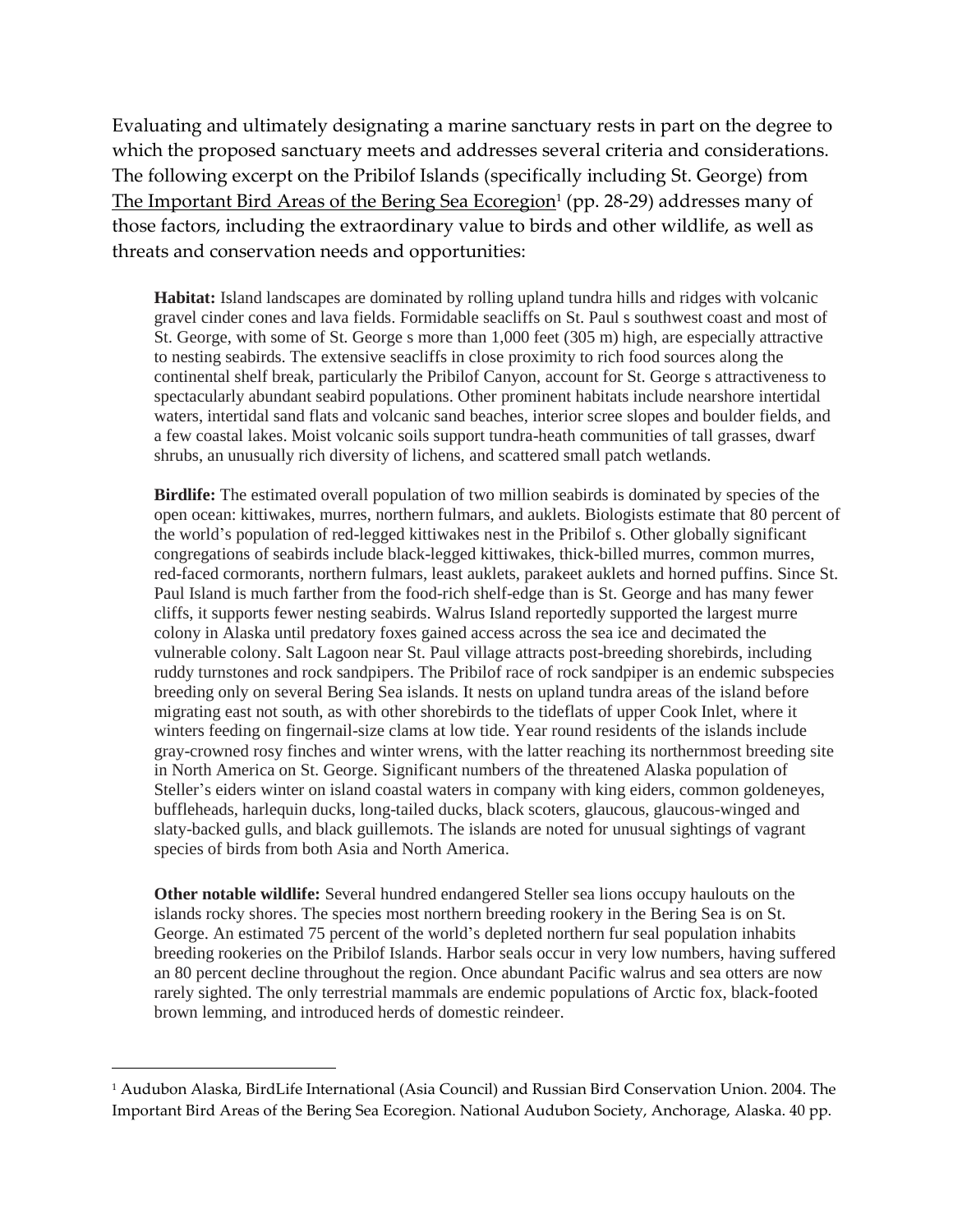Evaluating and ultimately designating a marine sanctuary rests in part on the degree to which the proposed sanctuary meets and addresses several criteria and considerations. The following excerpt on the Pribilof Islands (specifically including St. George) from The Important Bird Areas of the Bering Sea Ecoregion[1] (pp. 28-29) addresses many of those factors, including the extraordinary value to birds and other wildlife, as well as threats and conservation needs and opportunities:

> **Habitat:** Island landscapes are dominated by rolling upland tundra hills and ridges with volcanic gravel cinder cones and lava fields. Formidable seacliffs on St. Paul s southwest coast and most of St. George, with some of St. George s more than 1,000 feet (305 m) high, are especially attractive to nesting seabirds. The extensive seacliffs in close proximity to rich food sources along the continental shelf break, particularly the Pribilof Canyon, account for St. George s attractiveness to spectacularly abundant seabird populations. Other prominent habitats include nearshore intertidal waters, intertidal sand flats and volcanic sand beaches, interior scree slopes and boulder fields, and a few coastal lakes. Moist volcanic soils support tundra-heath communities of tall grasses, dwarf shrubs, an unusually rich diversity of lichens, and scattered small patch wetlands.
>
> **Birdlife:** The estimated overall population of two million seabirds is dominated by species of the open ocean: kittiwakes, murres, northern fulmars, and auklets. Biologists estimate that 80 percent of the world's population of red-legged kittiwakes nest in the Pribilof s. Other globally significant congregations of seabirds include black-legged kittiwakes, thick-billed murres, common murres, red-faced cormorants, northern fulmars, least auklets, parakeet auklets and horned puffins. Since St. Paul Island is much farther from the food-rich shelf-edge than is St. George and has many fewer cliffs, it supports fewer nesting seabirds. Walrus Island reportedly supported the largest murre colony in Alaska until predatory foxes gained access across the sea ice and decimated the vulnerable colony. Salt Lagoon near St. Paul village attracts post-breeding shorebirds, including ruddy turnstones and rock sandpipers. The Pribilof race of rock sandpiper is an endemic subspecies breeding only on several Bering Sea islands. It nests on upland tundra areas of the island before migrating east not south, as with other shorebirds to the tideflats of upper Cook Inlet, where it winters feeding on fingernail-size clams at low tide. Year round residents of the islands include gray-crowned rosy finches and winter wrens, with the latter reaching its northernmost breeding site in North America on St. George. Significant numbers of the threatened Alaska population of Steller's eiders winter on island coastal waters in company with king eiders, common goldeneyes, buffleheads, harlequin ducks, long-tailed ducks, black scoters, glaucous, glaucous-winged and slaty-backed gulls, and black guillemots. The islands are noted for unusual sightings of vagrant species of birds from both Asia and North America.
>
> **Other notable wildlife:** Several hundred endangered Steller sea lions occupy haulouts on the islands rocky shores. The species most northern breeding rookery in the Bering Sea is on St. George. An estimated 75 percent of the world's depleted northern fur seal population inhabits breeding rookeries on the Pribilof Islands. Harbor seals occur in very low numbers, having suffered an 80 percent decline throughout the region. Once abundant Pacific walrus and sea otters are now rarely sighted. The only terrestrial mammals are endemic populations of Arctic fox, black-footed brown lemming, and introduced herds of domestic reindeer.

---

[1] Audubon Alaska, BirdLife International (Asia Council) and Russian Bird Conservation Union. 2004. The Important Bird Areas of the Bering Sea Ecoregion. National Audubon Society, Anchorage, Alaska. 40 pp.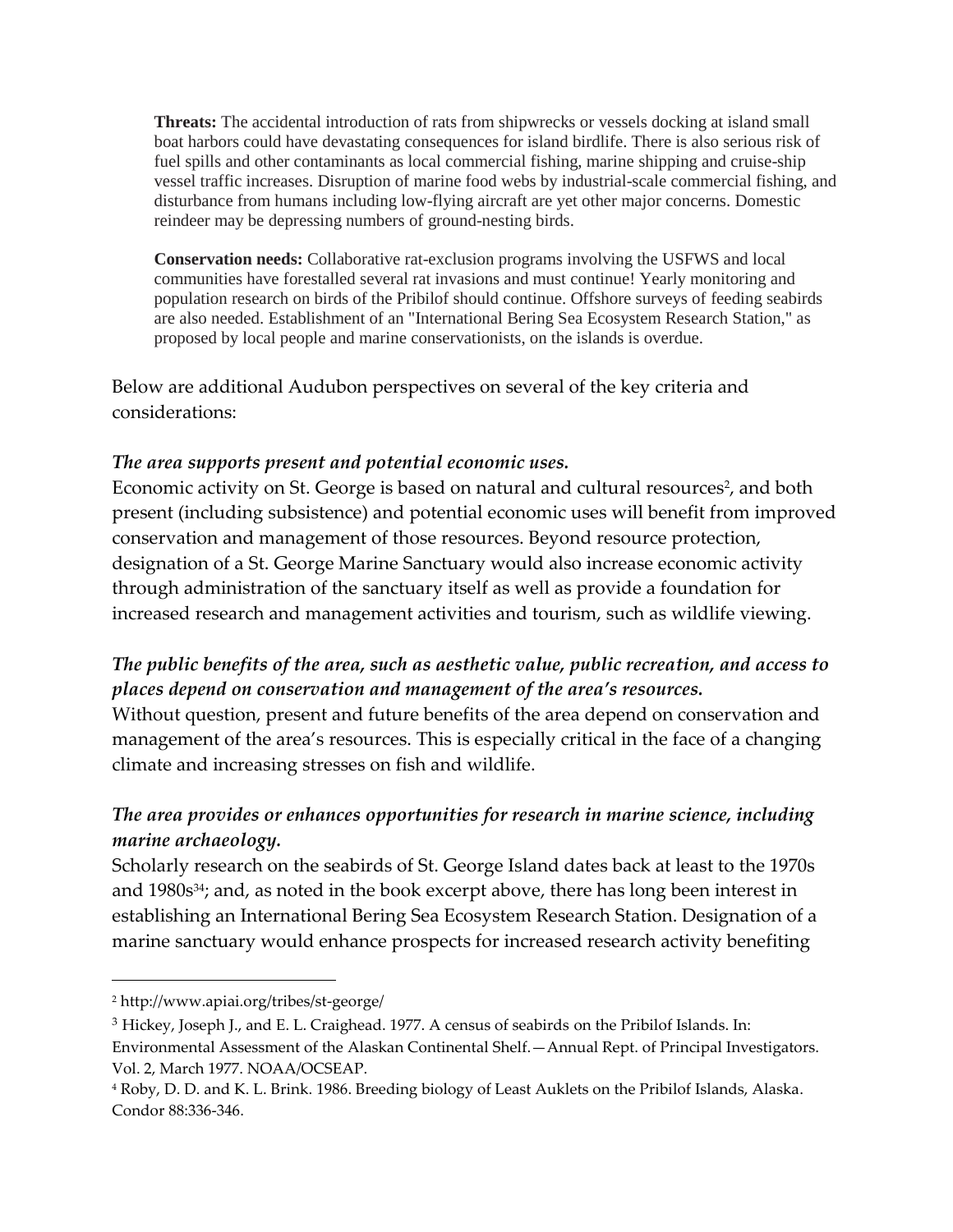> **Threats:** The accidental introduction of rats from shipwrecks or vessels docking at island small boat harbors could have devastating consequences for island birdlife. There is also serious risk of fuel spills and other contaminants as local commercial fishing, marine shipping and cruise-ship vessel traffic increases. Disruption of marine food webs by industrial-scale commercial fishing, and disturbance from humans including low-flying aircraft are yet other major concerns. Domestic reindeer may be depressing numbers of ground-nesting birds.
>
> **Conservation needs:** Collaborative rat-exclusion programs involving the USFWS and local communities have forestalled several rat invasions and must continue! Yearly monitoring and population research on birds of the Pribilof should continue. Offshore surveys of feeding seabirds are also needed. Establishment of an "International Bering Sea Ecosystem Research Station," as proposed by local people and marine conservationists, on the islands is overdue.

Below are additional Audubon perspectives on several of the key criteria and considerations:

***The area supports present and potential economic uses.***

Economic activity on St. George is based on natural and cultural resources[2], and both present (including subsistence) and potential economic uses will benefit from improved conservation and management of those resources. Beyond resource protection, designation of a St. George Marine Sanctuary would also increase economic activity through administration of the sanctuary itself as well as provide a foundation for increased research and management activities and tourism, such as wildlife viewing.

***The public benefits of the area, such as aesthetic value, public recreation, and access to places depend on conservation and management of the area's resources.***

Without question, present and future benefits of the area depend on conservation and management of the area's resources. This is especially critical in the face of a changing climate and increasing stresses on fish and wildlife.

***The area provides or enhances opportunities for research in marine science, including marine archaeology.***

Scholarly research on the seabirds of St. George Island dates back at least to the 1970s and 1980s[3,4]; and, as noted in the book excerpt above, there has long been interest in establishing an International Bering Sea Ecosystem Research Station. Designation of a marine sanctuary would enhance prospects for increased research activity benefiting

---

[2] http://www.apiai.org/tribes/st-george/

[3] Hickey, Joseph J., and E. L. Craighead. 1977. A census of seabirds on the Pribilof Islands. In: Environmental Assessment of the Alaskan Continental Shelf.—Annual Rept. of Principal Investigators. Vol. 2, March 1977. NOAA/OCSEAP.

[4] Roby, D. D. and K. L. Brink. 1986. Breeding biology of Least Auklets on the Pribilof Islands, Alaska. Condor 88:336-346.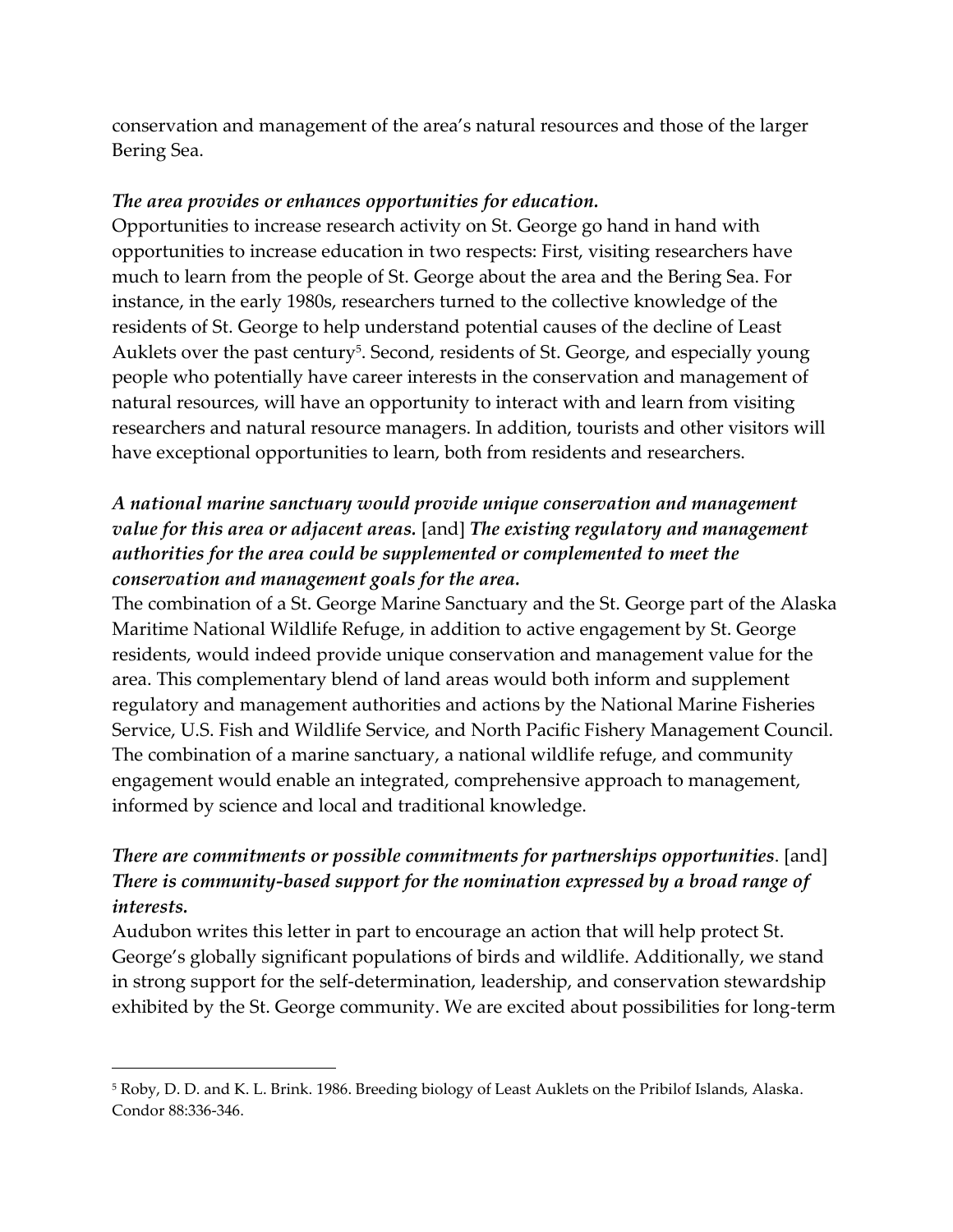conservation and management of the area's natural resources and those of the larger Bering Sea.

***The area provides or enhances opportunities for education.***
Opportunities to increase research activity on St. George go hand in hand with opportunities to increase education in two respects: First, visiting researchers have much to learn from the people of St. George about the area and the Bering Sea. For instance, in the early 1980s, researchers turned to the collective knowledge of the residents of St. George to help understand potential causes of the decline of Least Auklets over the past century[5]. Second, residents of St. George, and especially young people who potentially have career interests in the conservation and management of natural resources, will have an opportunity to interact with and learn from visiting researchers and natural resource managers. In addition, tourists and other visitors will have exceptional opportunities to learn, both from residents and researchers.

***A national marine sanctuary would provide unique conservation and management value for this area or adjacent areas.*** [and] ***The existing regulatory and management authorities for the area could be supplemented or complemented to meet the conservation and management goals for the area.***
The combination of a St. George Marine Sanctuary and the St. George part of the Alaska Maritime National Wildlife Refuge, in addition to active engagement by St. George residents, would indeed provide unique conservation and management value for the area. This complementary blend of land areas would both inform and supplement regulatory and management authorities and actions by the National Marine Fisheries Service, U.S. Fish and Wildlife Service, and North Pacific Fishery Management Council. The combination of a marine sanctuary, a national wildlife refuge, and community engagement would enable an integrated, comprehensive approach to management, informed by science and local and traditional knowledge.

***There are commitments or possible commitments for partnerships opportunities***. [and] ***There is community-based support for the nomination expressed by a broad range of interests.***
Audubon writes this letter in part to encourage an action that will help protect St. George's globally significant populations of birds and wildlife. Additionally, we stand in strong support for the self-determination, leadership, and conservation stewardship exhibited by the St. George community. We are excited about possibilities for long-term

[5] Roby, D. D. and K. L. Brink. 1986. Breeding biology of Least Auklets on the Pribilof Islands, Alaska. Condor 88:336-346.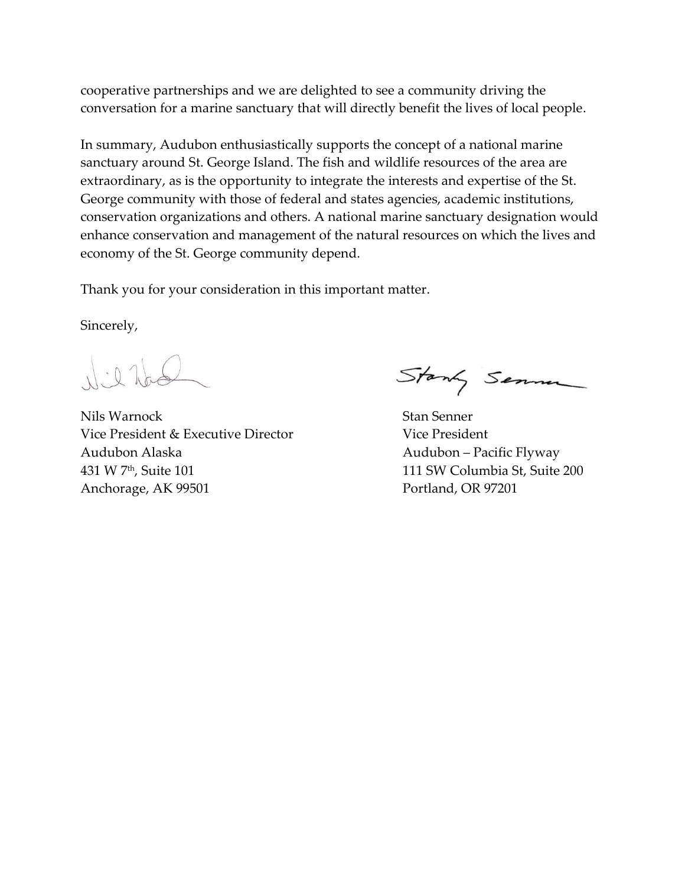cooperative partnerships and we are delighted to see a community driving the conversation for a marine sanctuary that will directly benefit the lives of local people.

In summary, Audubon enthusiastically supports the concept of a national marine sanctuary around St. George Island. The fish and wildlife resources of the area are extraordinary, as is the opportunity to integrate the interests and expertise of the St. George community with those of federal and states agencies, academic institutions, conservation organizations and others. A national marine sanctuary designation would enhance conservation and management of the natural resources on which the lives and economy of the St. George community depend.

Thank you for your consideration in this important matter.

Sincerely,

Nils Warnock
Vice President & Executive Director
Audubon Alaska
431 W 7th, Suite 101
Anchorage, AK 99501

Stan Senner
Vice President
Audubon – Pacific Flyway
111 SW Columbia St, Suite 200
Portland, OR 97201